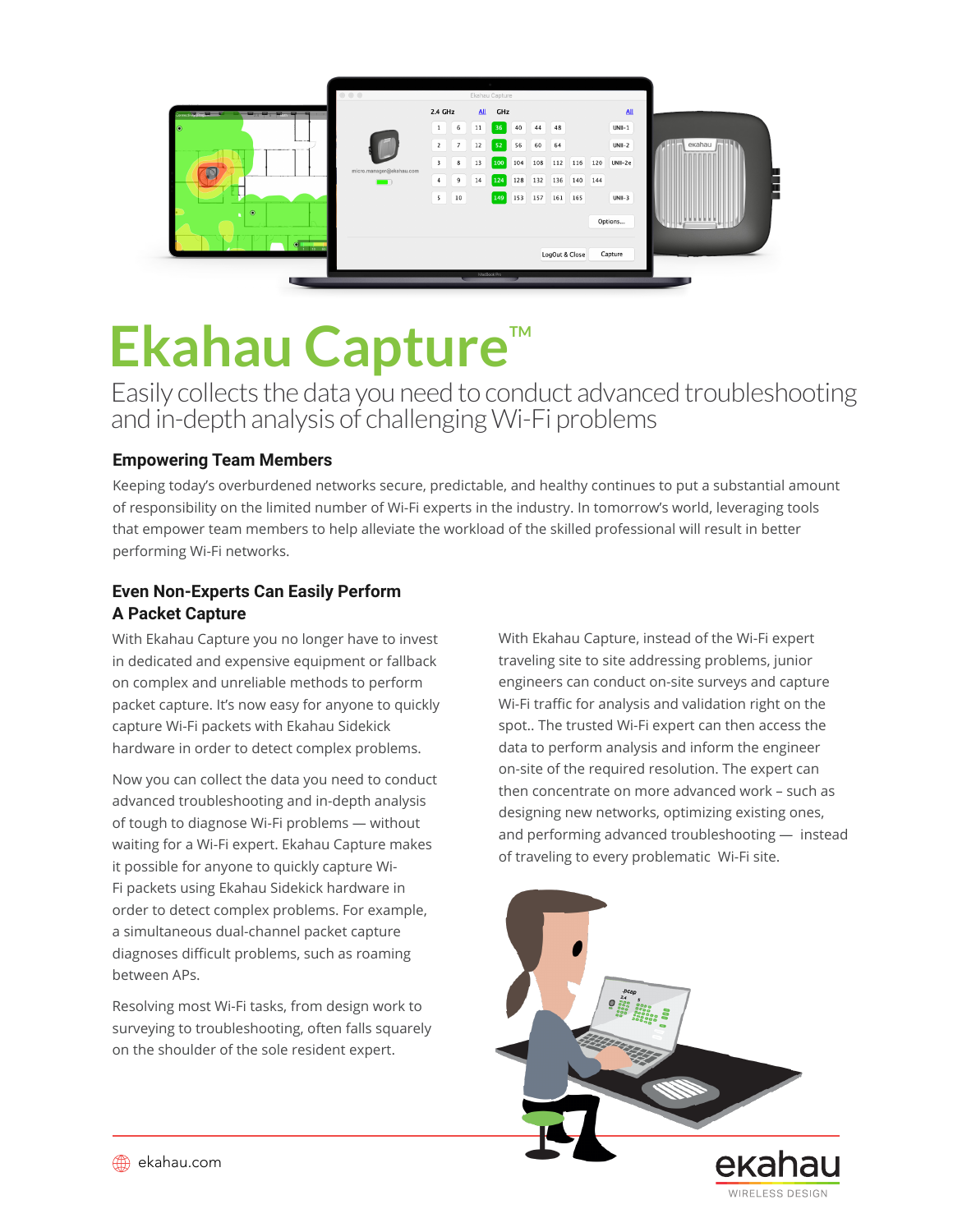# Ekahau Capture™

Easily collects the data you need to conduct advanced troubleshooting and in-depth analysis of challenging Wi-Fi problems

## Empowering Team Members

Keeping today's overburdened networks secure, predictable, and healthy continues to put a substantial amount of responsibility on the limited number of Wi-Fi experts in the industry. In tomorrow's world, leveraging tools that empower team members to help alleviate the workload of the skilled professional will result in better performing Wi-Fi networks.

## Even Non-Experts Can Easily Perform A Packet Capture

With Ekahau Capture you no longer have to invest in dedicated and expensive equipment or fallback on complex and unreliable methods to perform packet capture. It's now easy for anyone to quickly capture Wi-Fi packets with Ekahau Sidekick hardware in order to detect complex problems.

Now you can collect the data you need to conduct advanced troubleshooting and in-depth analysis of tough to diagnose Wi-Fi problems — without waiting for a Wi-Fi expert. Ekahau Capture makes it possible for anyone to quickly capture Wi-Fi packets using Ekahau Sidekick hardware in order to detect complex problems. For example, a simultaneous dual-channel packet capture diagnoses difficult problems, such as roaming between APs.

Resolving most Wi-Fi tasks, from design work to surveying to troubleshooting, often falls squarely on the shoulder of the sole resident expert.

With Ekahau Capture, instead of the Wi-Fi expert traveling site to site addressing problems, junior engineers can conduct on-site surveys and capture Wi-Fi traffic for analysis and validation right on the spot.. The trusted Wi-Fi expert can then access the data to perform analysis and inform the engineer on-site of the required resolution. The expert can then concentrate on more advanced work – such as designing new networks, optimizing existing ones, and performing advanced troubleshooting — instead of traveling to every problematic Wi-Fi site.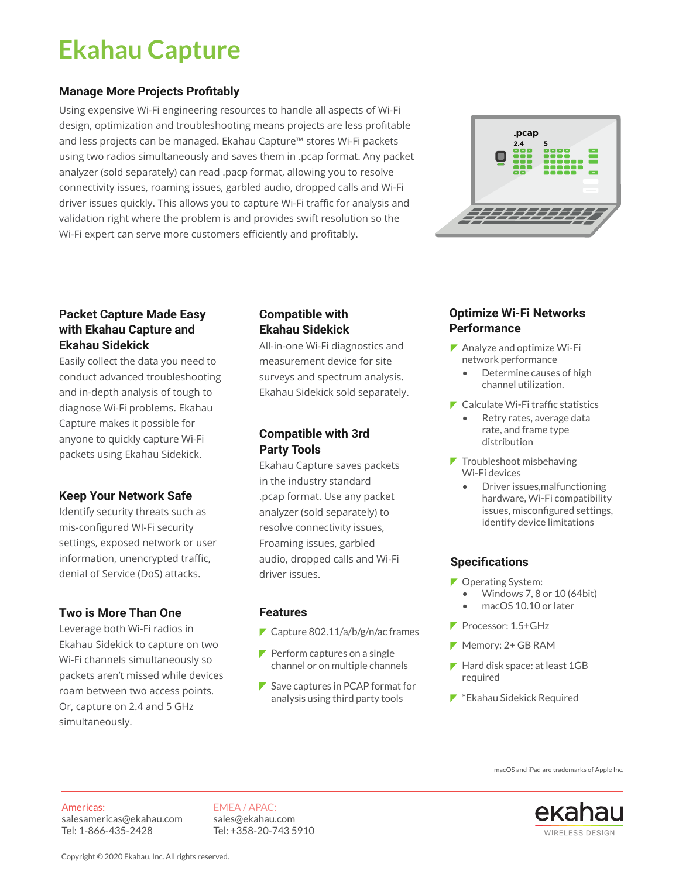# Ekahau Capture

## Manage More Projects Profitably

Using expensive Wi-Fi engineering resources to handle all aspects of Wi-Fi design, optimization and troubleshooting means projects are less profitable and less projects can be managed. Ekahau Capture™ stores Wi-Fi packets using two radios simultaneously and saves them in .pcap format. Any packet analyzer (sold separately) can read .pacp format, allowing you to resolve connectivity issues, roaming issues, garbled audio, dropped calls and Wi-Fi driver issues quickly. This allows you to capture Wi-Fi traffic for analysis and validation right where the problem is and provides swift resolution so the Wi-Fi expert can serve more customers efficiently and profitably.

---

### Packet Capture Made Easy with Ekahau Capture and Ekahau Sidekick

Easily collect the data you need to conduct advanced troubleshooting and in-depth analysis of tough to diagnose Wi-Fi problems. Ekahau Capture makes it possible for anyone to quickly capture Wi-Fi packets using Ekahau Sidekick.

### Keep Your Network Safe

Identify security threats such as mis-configured WI-Fi security settings, exposed network or user information, unencrypted traffic, denial of Service (DoS) attacks.

### Two is More Than One

Leverage both Wi-Fi radios in Ekahau Sidekick to capture on two Wi-Fi channels simultaneously so packets aren't missed while devices roam between two access points. Or, capture on 2.4 and 5 GHz simultaneously.

### Compatible with Ekahau Sidekick

All-in-one Wi-Fi diagnostics and measurement device for site surveys and spectrum analysis. Ekahau Sidekick sold separately.

### Compatible with 3rd Party Tools

Ekahau Capture saves packets in the industry standard .pcap format. Use any packet analyzer (sold separately) to resolve connectivity issues, Froaming issues, garbled audio, dropped calls and Wi-Fi driver issues.

### Features

- Capture 802.11/a/b/g/n/ac frames
- Perform captures on a single channel or on multiple channels
- Save captures in PCAP format for analysis using third party tools

### Optimize Wi-Fi Networks Performance

- Analyze and optimize Wi-Fi network performance
  - Determine causes of high channel utilization.
- Calculate Wi-Fi traffic statistics
  - Retry rates, average data rate, and frame type distribution
- Troubleshoot misbehaving Wi-Fi devices
  - Driver issues,malfunctioning hardware, Wi-Fi compatibility issues, misconfigured settings, identify device limitations

### Specifications

- Operating System:
  - Windows 7, 8 or 10 (64bit)
  - macOS 10.10 or later
- Processor: 1.5+GHz
- Memory: 2+ GB RAM
- Hard disk space: at least 1GB required
- *Ekahau Sidekick Required

macOS and iPad are trademarks of Apple Inc.

---

Americas:
salesamericas@ekahau.com
Tel: 1-866-435-2428

EMEA / APAC:
sales@ekahau.com
Tel: +358-20-743 5910

ekahau
WIRELESS DESIGN

Copyright © 2020 Ekahau, Inc. All rights reserved.